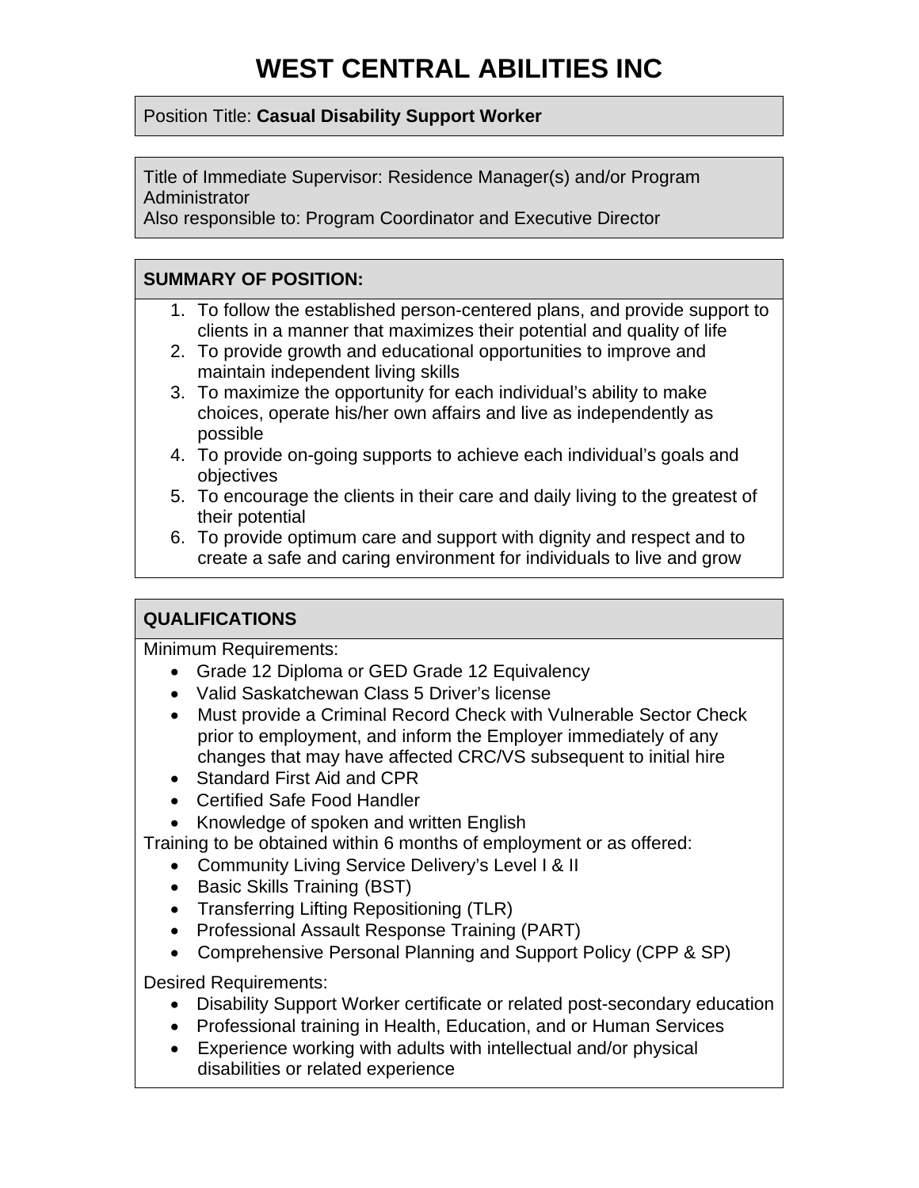# WEST CENTRAL ABILITIES INC

Position Title: **Casual Disability Support Worker**

Title of Immediate Supervisor: Residence Manager(s) and/or Program Administrator
Also responsible to: Program Coordinator and Executive Director

## SUMMARY OF POSITION:

1. To follow the established person-centered plans, and provide support to clients in a manner that maximizes their potential and quality of life
2. To provide growth and educational opportunities to improve and maintain independent living skills
3. To maximize the opportunity for each individual's ability to make choices, operate his/her own affairs and live as independently as possible
4. To provide on-going supports to achieve each individual's goals and objectives
5. To encourage the clients in their care and daily living to the greatest of their potential
6. To provide optimum care and support with dignity and respect and to create a safe and caring environment for individuals to live and grow

## QUALIFICATIONS

Minimum Requirements:

- Grade 12 Diploma or GED Grade 12 Equivalency
- Valid Saskatchewan Class 5 Driver's license
- Must provide a Criminal Record Check with Vulnerable Sector Check prior to employment, and inform the Employer immediately of any changes that may have affected CRC/VS subsequent to initial hire
- Standard First Aid and CPR
- Certified Safe Food Handler
- Knowledge of spoken and written English

Training to be obtained within 6 months of employment or as offered:

- Community Living Service Delivery's Level I & II
- Basic Skills Training (BST)
- Transferring Lifting Repositioning (TLR)
- Professional Assault Response Training (PART)
- Comprehensive Personal Planning and Support Policy (CPP & SP)

Desired Requirements:

- Disability Support Worker certificate or related post-secondary education
- Professional training in Health, Education, and or Human Services
- Experience working with adults with intellectual and/or physical disabilities or related experience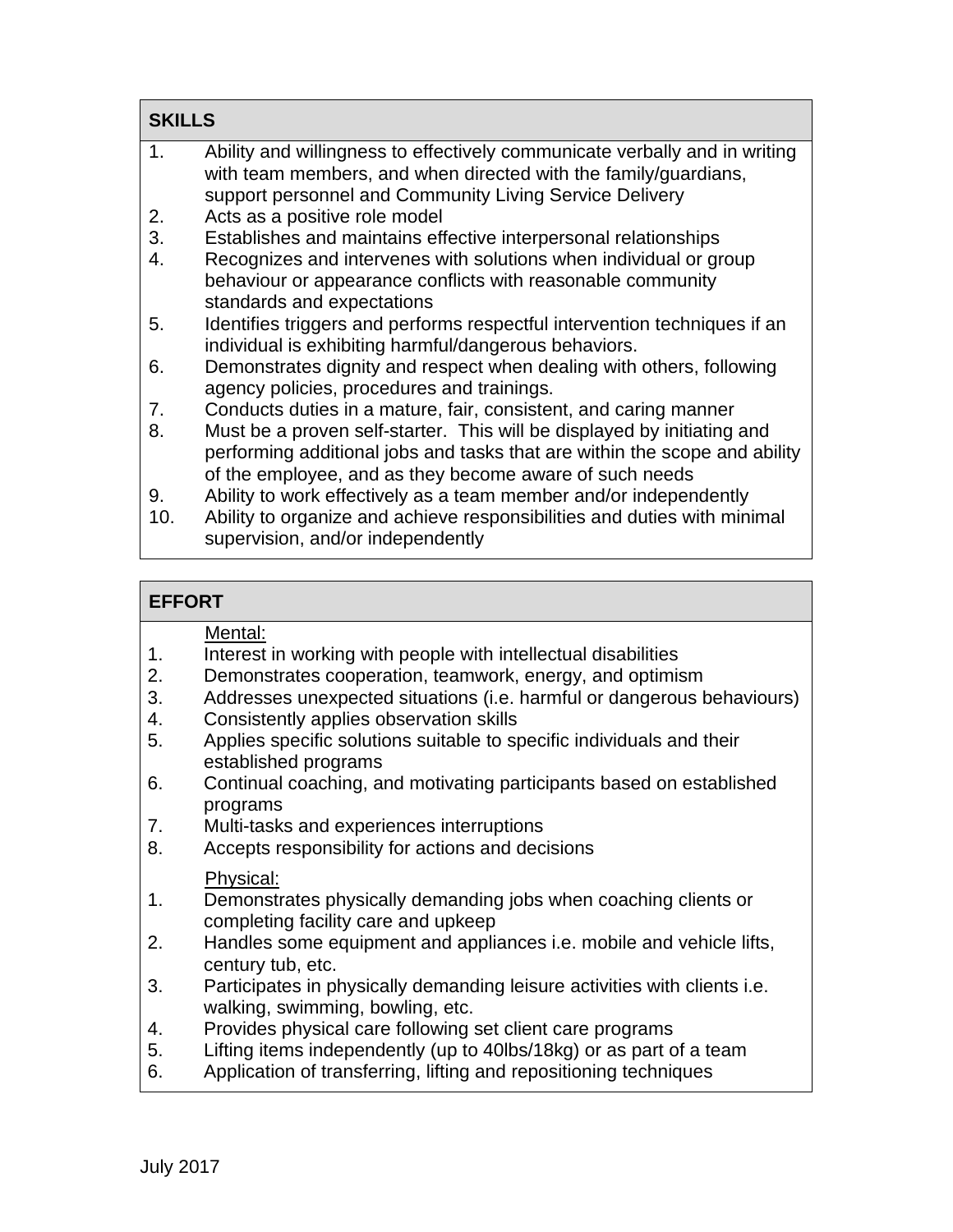## SKILLS

1. Ability and willingness to effectively communicate verbally and in writing with team members, and when directed with the family/guardians, support personnel and Community Living Service Delivery
2. Acts as a positive role model
3. Establishes and maintains effective interpersonal relationships
4. Recognizes and intervenes with solutions when individual or group behaviour or appearance conflicts with reasonable community standards and expectations
5. Identifies triggers and performs respectful intervention techniques if an individual is exhibiting harmful/dangerous behaviors.
6. Demonstrates dignity and respect when dealing with others, following agency policies, procedures and trainings.
7. Conducts duties in a mature, fair, consistent, and caring manner
8. Must be a proven self-starter. This will be displayed by initiating and performing additional jobs and tasks that are within the scope and ability of the employee, and as they become aware of such needs
9. Ability to work effectively as a team member and/or independently
10. Ability to organize and achieve responsibilities and duties with minimal supervision, and/or independently

## EFFORT

Mental:

1. Interest in working with people with intellectual disabilities
2. Demonstrates cooperation, teamwork, energy, and optimism
3. Addresses unexpected situations (i.e. harmful or dangerous behaviours)
4. Consistently applies observation skills
5. Applies specific solutions suitable to specific individuals and their established programs
6. Continual coaching, and motivating participants based on established programs
7. Multi-tasks and experiences interruptions
8. Accepts responsibility for actions and decisions

Physical:

1. Demonstrates physically demanding jobs when coaching clients or completing facility care and upkeep
2. Handles some equipment and appliances i.e. mobile and vehicle lifts, century tub, etc.
3. Participates in physically demanding leisure activities with clients i.e. walking, swimming, bowling, etc.
4. Provides physical care following set client care programs
5. Lifting items independently (up to 40lbs/18kg) or as part of a team
6. Application of transferring, lifting and repositioning techniques

July 2017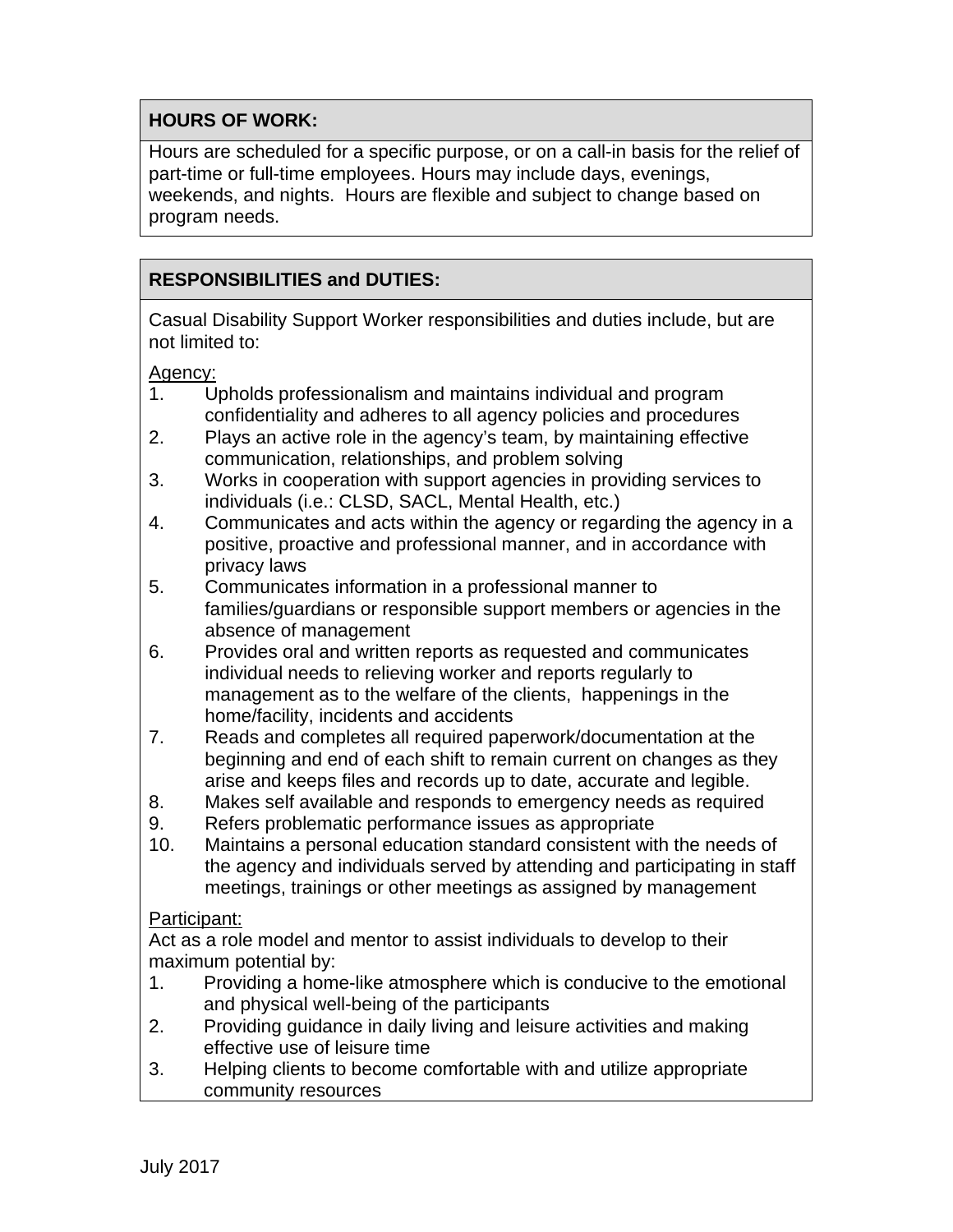## HOURS OF WORK:

Hours are scheduled for a specific purpose, or on a call-in basis for the relief of part-time or full-time employees. Hours may include days, evenings, weekends, and nights. Hours are flexible and subject to change based on program needs.

## RESPONSIBILITIES and DUTIES:

Casual Disability Support Worker responsibilities and duties include, but are not limited to:

Agency:

1. Upholds professionalism and maintains individual and program confidentiality and adheres to all agency policies and procedures
2. Plays an active role in the agency's team, by maintaining effective communication, relationships, and problem solving
3. Works in cooperation with support agencies in providing services to individuals (i.e.: CLSD, SACL, Mental Health, etc.)
4. Communicates and acts within the agency or regarding the agency in a positive, proactive and professional manner, and in accordance with privacy laws
5. Communicates information in a professional manner to families/guardians or responsible support members or agencies in the absence of management
6. Provides oral and written reports as requested and communicates individual needs to relieving worker and reports regularly to management as to the welfare of the clients, happenings in the home/facility, incidents and accidents
7. Reads and completes all required paperwork/documentation at the beginning and end of each shift to remain current on changes as they arise and keeps files and records up to date, accurate and legible.
8. Makes self available and responds to emergency needs as required
9. Refers problematic performance issues as appropriate
10. Maintains a personal education standard consistent with the needs of the agency and individuals served by attending and participating in staff meetings, trainings or other meetings as assigned by management

Participant:

Act as a role model and mentor to assist individuals to develop to their maximum potential by:

1. Providing a home-like atmosphere which is conducive to the emotional and physical well-being of the participants
2. Providing guidance in daily living and leisure activities and making effective use of leisure time
3. Helping clients to become comfortable with and utilize appropriate community resources

July 2017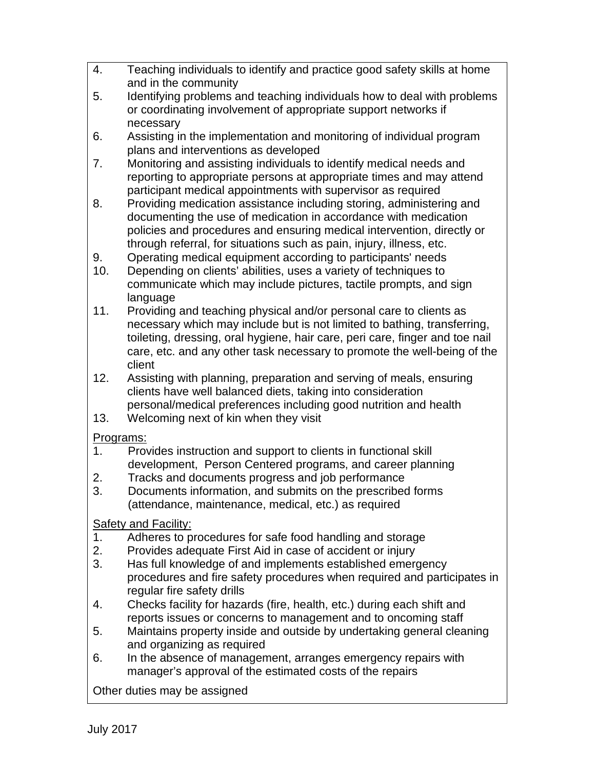4. Teaching individuals to identify and practice good safety skills at home and in the community
5. Identifying problems and teaching individuals how to deal with problems or coordinating involvement of appropriate support networks if necessary
6. Assisting in the implementation and monitoring of individual program plans and interventions as developed
7. Monitoring and assisting individuals to identify medical needs and reporting to appropriate persons at appropriate times and may attend participant medical appointments with supervisor as required
8. Providing medication assistance including storing, administering and documenting the use of medication in accordance with medication policies and procedures and ensuring medical intervention, directly or through referral, for situations such as pain, injury, illness, etc.
9. Operating medical equipment according to participants' needs
10. Depending on clients' abilities, uses a variety of techniques to communicate which may include pictures, tactile prompts, and sign language
11. Providing and teaching physical and/or personal care to clients as necessary which may include but is not limited to bathing, transferring, toileting, dressing, oral hygiene, hair care, peri care, finger and toe nail care, etc. and any other task necessary to promote the well-being of the client
12. Assisting with planning, preparation and serving of meals, ensuring clients have well balanced diets, taking into consideration personal/medical preferences including good nutrition and health
13. Welcoming next of kin when they visit

Programs:

1. Provides instruction and support to clients in functional skill development, Person Centered programs, and career planning
2. Tracks and documents progress and job performance
3. Documents information, and submits on the prescribed forms (attendance, maintenance, medical, etc.) as required

Safety and Facility:

1. Adheres to procedures for safe food handling and storage
2. Provides adequate First Aid in case of accident or injury
3. Has full knowledge of and implements established emergency procedures and fire safety procedures when required and participates in regular fire safety drills
4. Checks facility for hazards (fire, health, etc.) during each shift and reports issues or concerns to management and to oncoming staff
5. Maintains property inside and outside by undertaking general cleaning and organizing as required
6. In the absence of management, arranges emergency repairs with manager's approval of the estimated costs of the repairs

Other duties may be assigned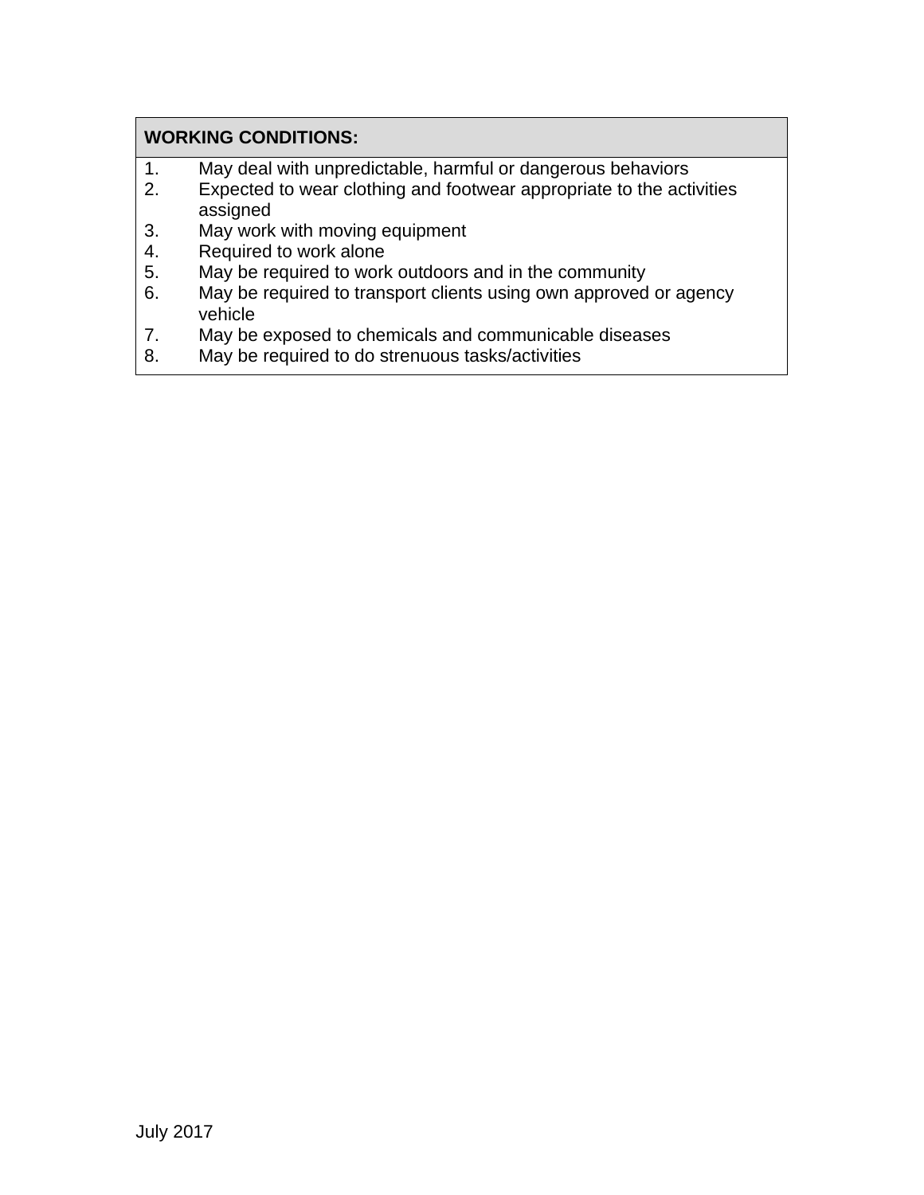| WORKING CONDITIONS: |
| --- |
| 1. May deal with unpredictable, harmful or dangerous behaviors<br>2. Expected to wear clothing and footwear appropriate to the activities assigned<br>3. May work with moving equipment<br>4. Required to work alone<br>5. May be required to work outdoors and in the community<br>6. May be required to transport clients using own approved or agency vehicle<br>7. May be exposed to chemicals and communicable diseases<br>8. May be required to do strenuous tasks/activities |

July 2017